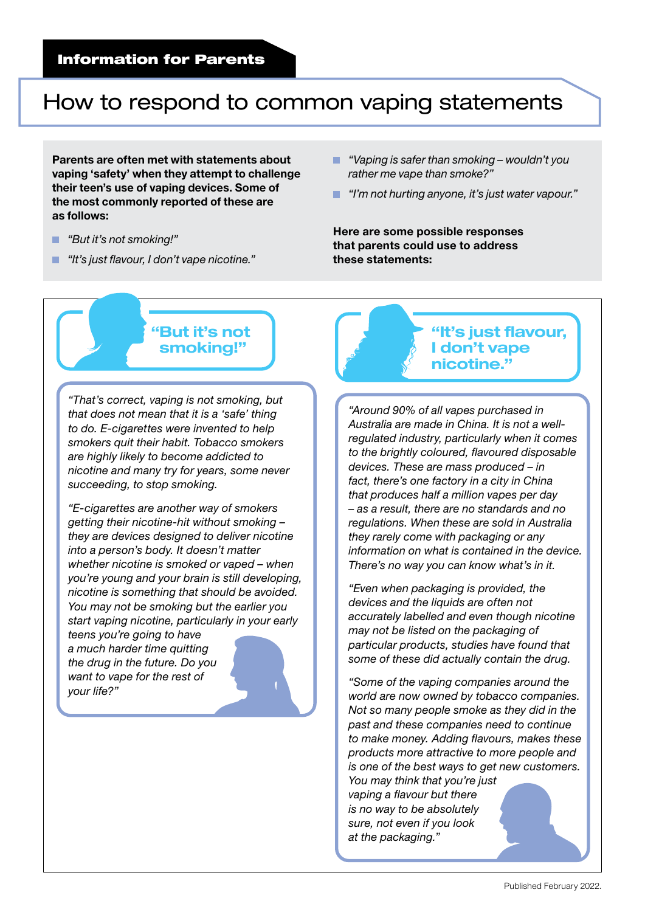**Information for Parents**

# How to respond to common vaping statements

**Parents are often met with statements about vaping 'safety' when they attempt to challenge their teen's use of vaping devices. Some of the most commonly reported of these are as follows:**

- *"But it's not smoking!"*
- *"It's just flavour, I don't vape nicotine."*
- *"Vaping is safer than smoking – wouldn't you rather me vape than smoke?"*
- *"I'm not hurting anyone, it's just water vapour."*

**Here are some possible responses that parents could use to address these statements:**

## "But it's not smoking!"

*"That's correct, vaping is not smoking, but that does not mean that it is a 'safe' thing to do. E-cigarettes were invented to help smokers quit their habit. Tobacco smokers are highly likely to become addicted to nicotine and many try for years, some never succeeding, to stop smoking.*

*"E-cigarettes are another way of smokers getting their nicotine-hit without smoking – they are devices designed to deliver nicotine into a person's body. It doesn't matter whether nicotine is smoked or vaped – when you're young and your brain is still developing, nicotine is something that should be avoided. You may not be smoking but the earlier you start vaping nicotine, particularly in your early teens you're going to have a much harder time quitting the drug in the future. Do you want to vape for the rest of your life?"*

## "It's just flavour, I don't vape nicotine."

*"Around 90% of all vapes purchased in Australia are made in China. It is not a well-regulated industry, particularly when it comes to the brightly coloured, flavoured disposable devices. These are mass produced – in fact, there's one factory in a city in China that produces half a million vapes per day – as a result, there are no standards and no regulations. When these are sold in Australia they rarely come with packaging or any information on what is contained in the device. There's no way you can know what's in it.*

*"Even when packaging is provided, the devices and the liquids are often not accurately labelled and even though nicotine may not be listed on the packaging of particular products, studies have found that some of these did actually contain the drug.*

*"Some of the vaping companies around the world are now owned by tobacco companies. Not so many people smoke as they did in the past and these companies need to continue to make money. Adding flavours, makes these products more attractive to more people and is one of the best ways to get new customers. You may think that you're just vaping a flavour but there is no way to be absolutely sure, not even if you look at the packaging."*

Published February 2022.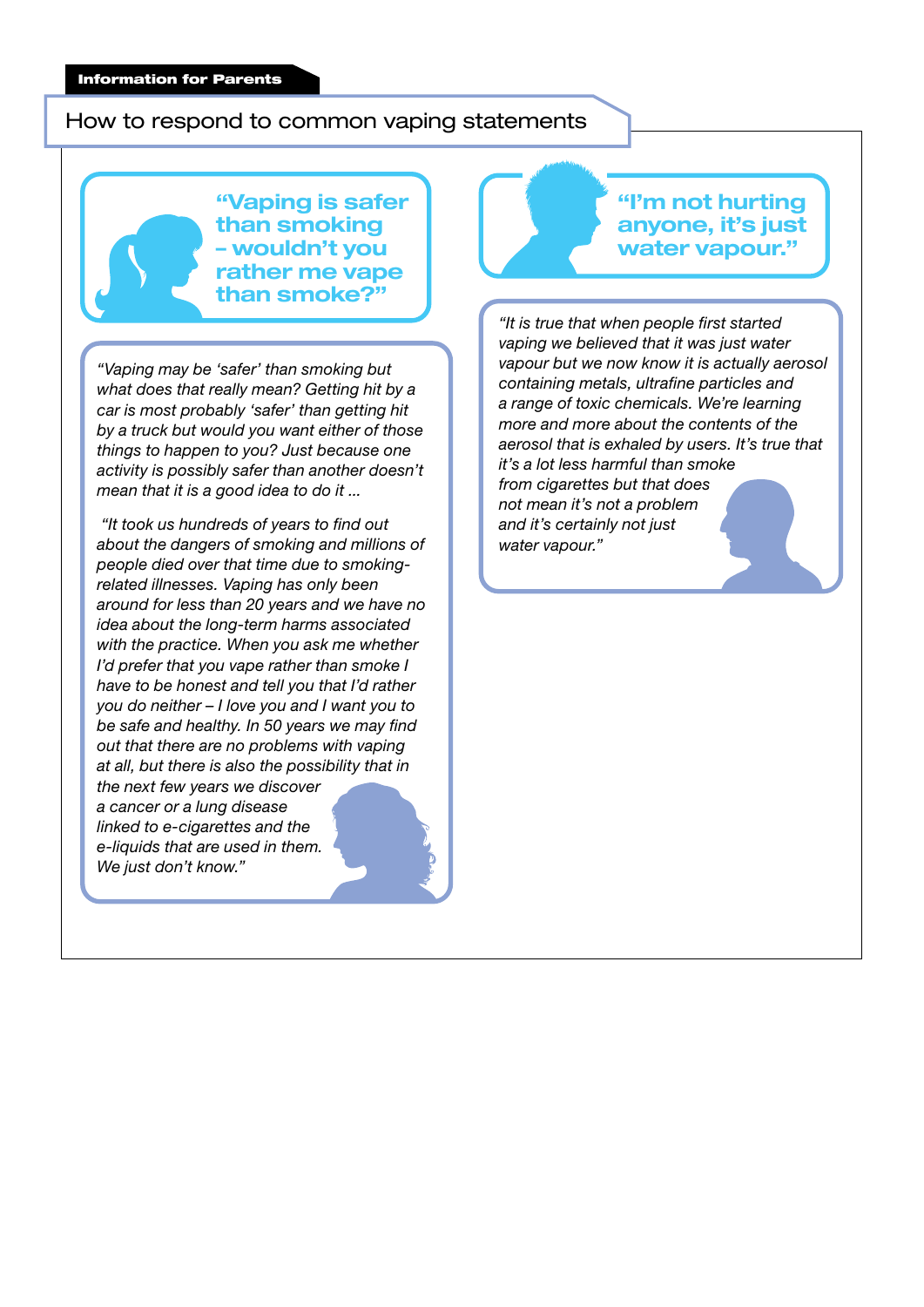**Information for Parents**

# How to respond to common vaping statements

## "Vaping is safer than smoking – wouldn't you rather me vape than smoke?"

*"Vaping may be 'safer' than smoking but what does that really mean? Getting hit by a car is most probably 'safer' than getting hit by a truck but would you want either of those things to happen to you? Just because one activity is possibly safer than another doesn't mean that it is a good idea to do it ...*

*"It took us hundreds of years to find out about the dangers of smoking and millions of people died over that time due to smoking-related illnesses. Vaping has only been around for less than 20 years and we have no idea about the long-term harms associated with the practice. When you ask me whether I'd prefer that you vape rather than smoke I have to be honest and tell you that I'd rather you do neither – I love you and I want you to be safe and healthy. In 50 years we may find out that there are no problems with vaping at all, but there is also the possibility that in the next few years we discover a cancer or a lung disease linked to e-cigarettes and the e-liquids that are used in them. We just don't know."*

## "I'm not hurting anyone, it's just water vapour."

*"It is true that when people first started vaping we believed that it was just water vapour but we now know it is actually aerosol containing metals, ultrafine particles and a range of toxic chemicals. We're learning more and more about the contents of the aerosol that is exhaled by users. It's true that it's a lot less harmful than smoke from cigarettes but that does not mean it's not a problem and it's certainly not just water vapour."*